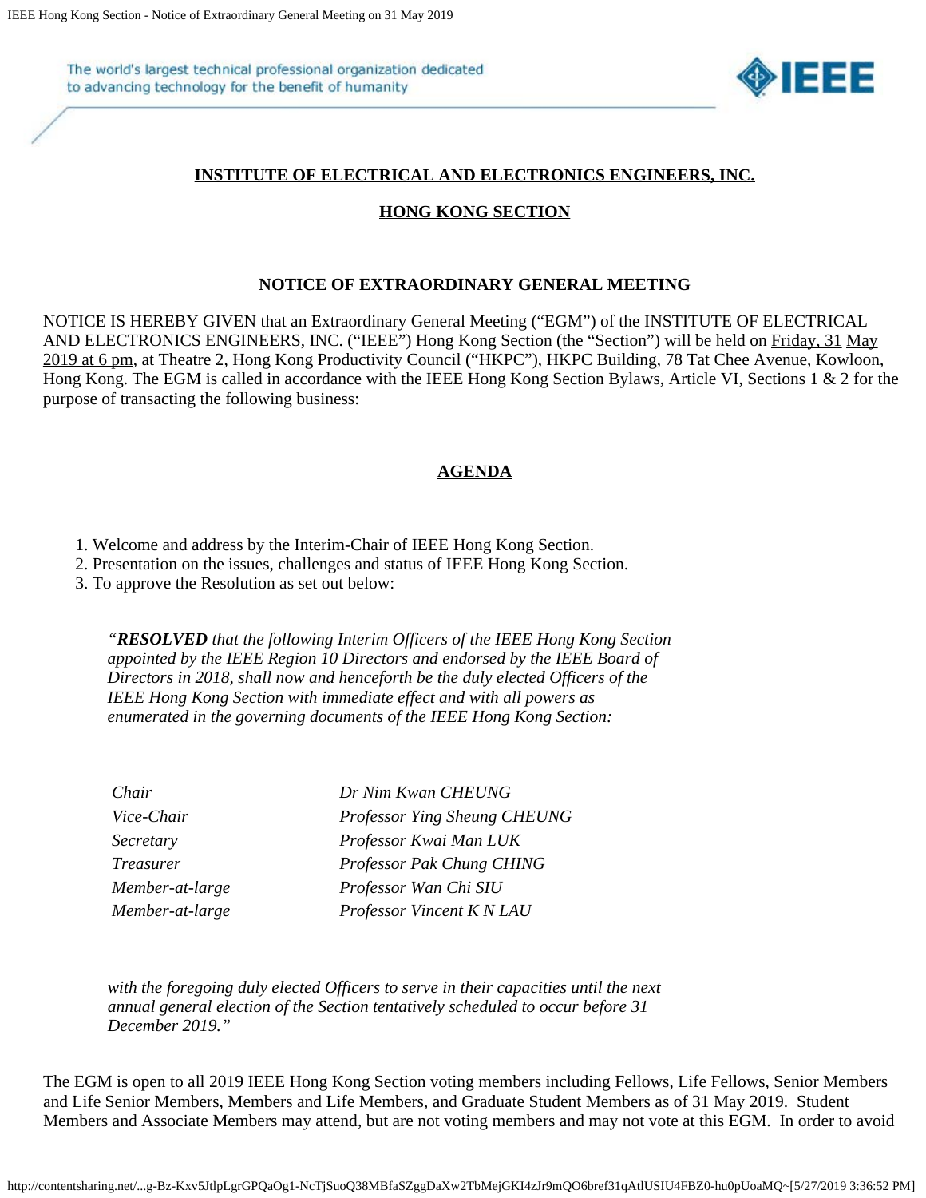# INSTITUTE OF ELECTRICAL AND ELECTRONICS ENGINEERS, INC.

## HONG KONG SECTION

### NOTICE OF EXTRAORDINARY GENERAL MEETING

NOTICE IS HEREBY GIVEN that an Extraordinary General Meeting ("EGM") of the INSTITUTE OF ELECTRICAL AND ELECTRONICS ENGINEERS, INC. ("IEEE") Hong Kong Section (the "Section") will be held on Friday, 31 May 2019 at 6 pm, at Theatre 2, Hong Kong Productivity Council ("HKPC"), HKPC Building, 78 Tat Chee Avenue, Kowloon, Hong Kong. The EGM is called in accordance with the IEEE Hong Kong Section Bylaws, Article VI, Sections 1 & 2 for the purpose of transacting the following business:

### AGENDA

1. Welcome and address by the Interim-Chair of IEEE Hong Kong Section.
2. Presentation on the issues, challenges and status of IEEE Hong Kong Section.
3. To approve the Resolution as set out below:

> *"**RESOLVED** that the following Interim Officers of the IEEE Hong Kong Section appointed by the IEEE Region 10 Directors and endorsed by the IEEE Board of Directors in 2018, shall now and henceforth be the duly elected Officers of the IEEE Hong Kong Section with immediate effect and with all powers as enumerated in the governing documents of the IEEE Hong Kong Section:*
>
> | | |
> |---|---|
> | *Chair* | *Dr Nim Kwan CHEUNG* |
> | *Vice-Chair* | *Professor Ying Sheung CHEUNG* |
> | *Secretary* | *Professor Kwai Man LUK* |
> | *Treasurer* | *Professor Pak Chung CHING* |
> | *Member-at-large* | *Professor Wan Chi SIU* |
> | *Member-at-large* | *Professor Vincent K N LAU* |
>
> *with the foregoing duly elected Officers to serve in their capacities until the next annual general election of the Section tentatively scheduled to occur before 31 December 2019."*

The EGM is open to all 2019 IEEE Hong Kong Section voting members including Fellows, Life Fellows, Senior Members and Life Senior Members, Members and Life Members, and Graduate Student Members as of 31 May 2019. Student Members and Associate Members may attend, but are not voting members and may not vote at this EGM. In order to avoid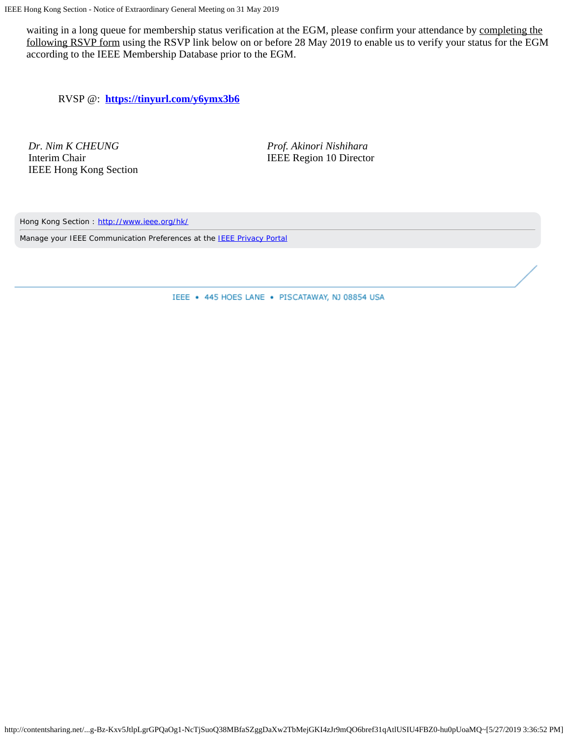waiting in a long queue for membership status verification at the EGM, please confirm your attendance by completing the following RSVP form using the RSVP link below on or before 28 May 2019 to enable us to verify your status for the EGM according to the IEEE Membership Database prior to the EGM.

RVSP @: **https://tinyurl.com/y6ymx3b6**

*Dr. Nim K CHEUNG*
Interim Chair
IEEE Hong Kong Section

*Prof. Akinori Nishihara*
IEEE Region 10 Director

Hong Kong Section : http://www.ieee.org/hk/

Manage your IEEE Communication Preferences at the IEEE Privacy Portal

IEEE • 445 HOES LANE • PISCATAWAY, NJ 08854 USA